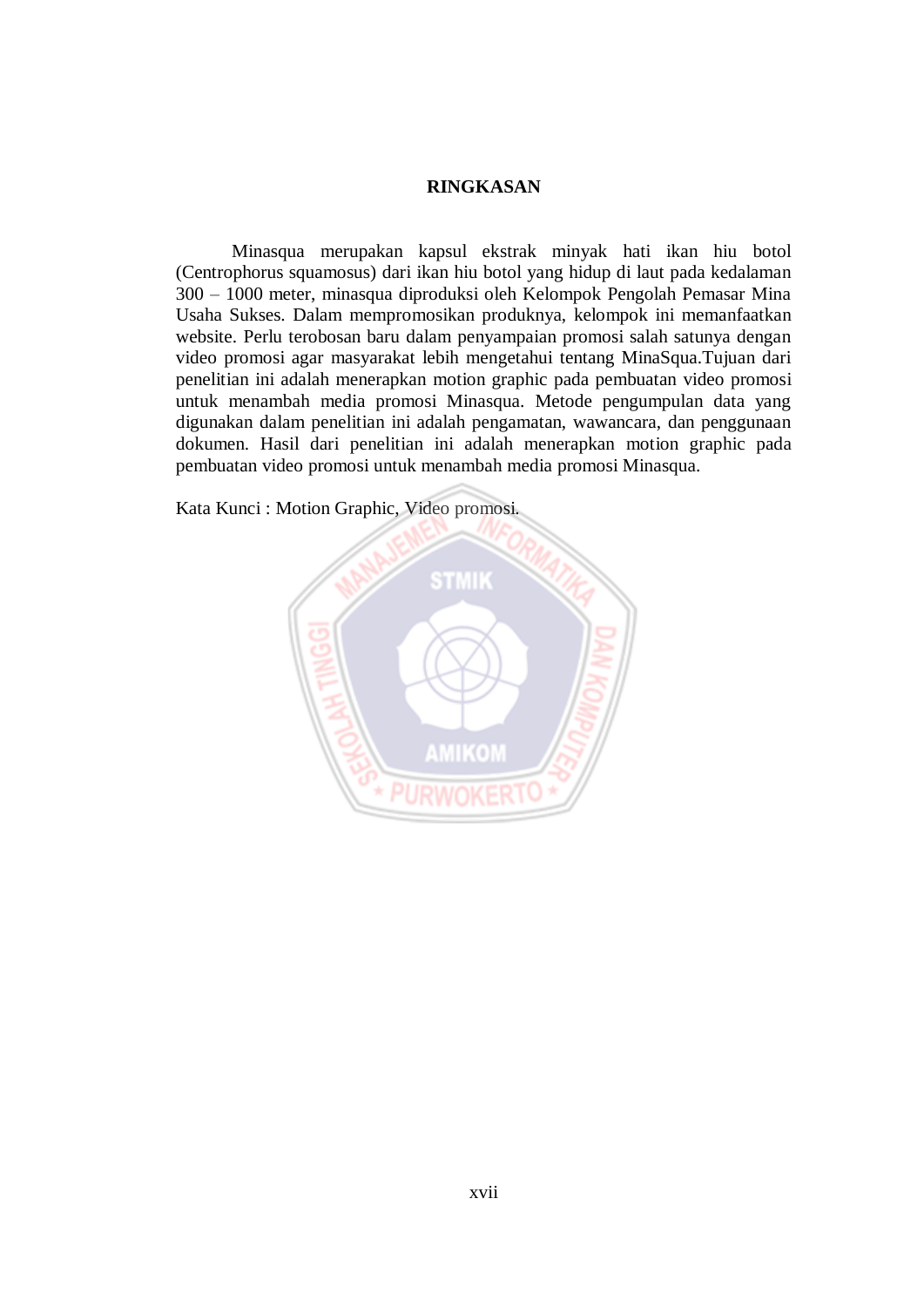# RINGKASAN

Minasqua merupakan kapsul ekstrak minyak hati ikan hiu botol (Centrophorus squamosus) dari ikan hiu botol yang hidup di laut pada kedalaman 300 – 1000 meter, minasqua diproduksi oleh Kelompok Pengolah Pemasar Mina Usaha Sukses. Dalam mempromosikan produknya, kelompok ini memanfaatkan website. Perlu terobosan baru dalam penyampaian promosi salah satunya dengan video promosi agar masyarakat lebih mengetahui tentang MinaSqua.Tujuan dari penelitian ini adalah menerapkan motion graphic pada pembuatan video promosi untuk menambah media promosi Minasqua. Metode pengumpulan data yang digunakan dalam penelitian ini adalah pengamatan, wawancara, dan penggunaan dokumen. Hasil dari penelitian ini adalah menerapkan motion graphic pada pembuatan video promosi untuk menambah media promosi Minasqua.

Kata Kunci : Motion Graphic, Video promosi.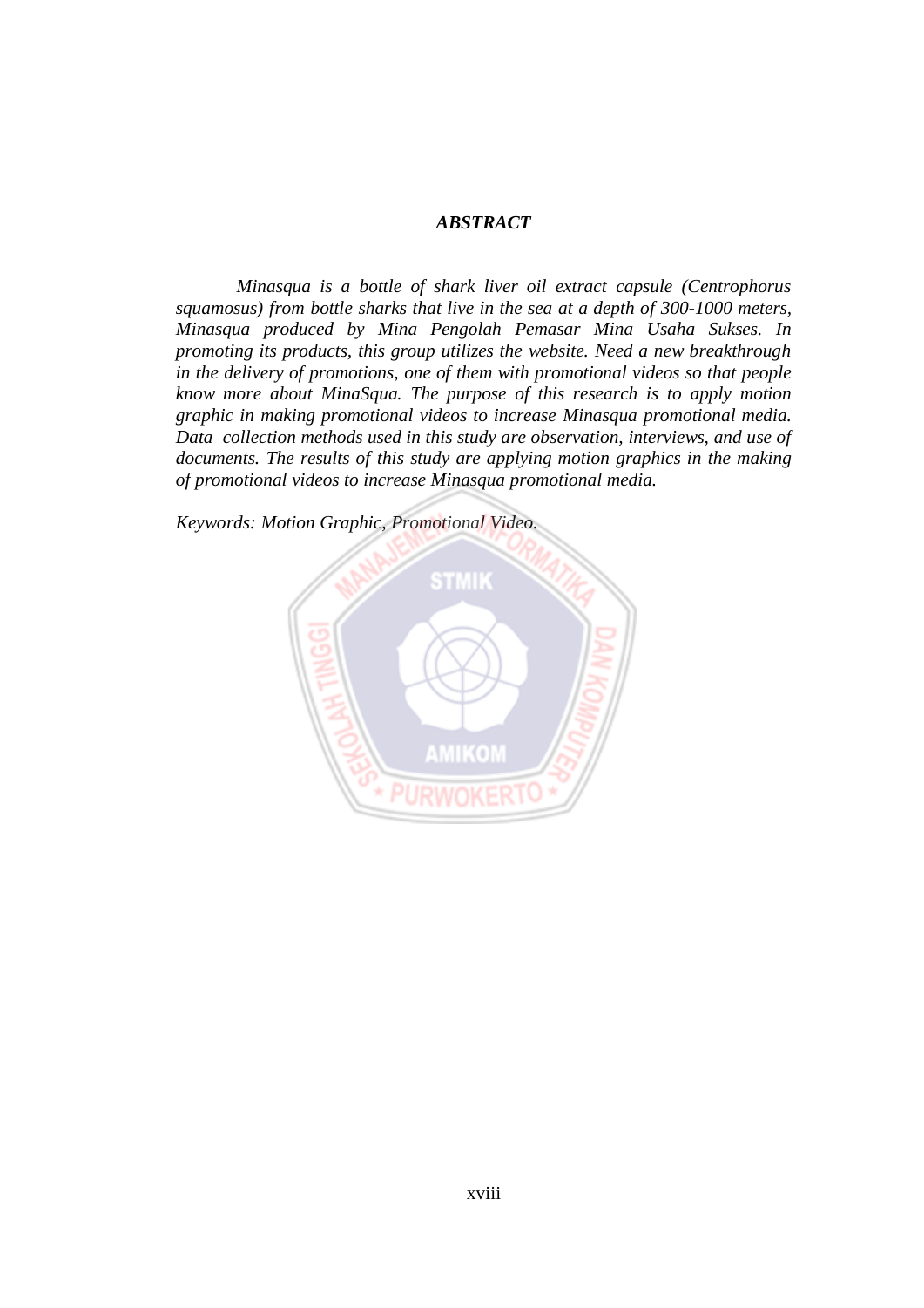# *ABSTRACT*

*Minasqua is a bottle of shark liver oil extract capsule (Centrophorus squamosus) from bottle sharks that live in the sea at a depth of 300-1000 meters, Minasqua produced by Mina Pengolah Pemasar Mina Usaha Sukses. In promoting its products, this group utilizes the website. Need a new breakthrough in the delivery of promotions, one of them with promotional videos so that people know more about MinaSqua. The purpose of this research is to apply motion graphic in making promotional videos to increase Minasqua promotional media. Data collection methods used in this study are observation, interviews, and use of documents. The results of this study are applying motion graphics in the making of promotional videos to increase Minasqua promotional media.*

*Keywords: Motion Graphic, Promotional Video.*